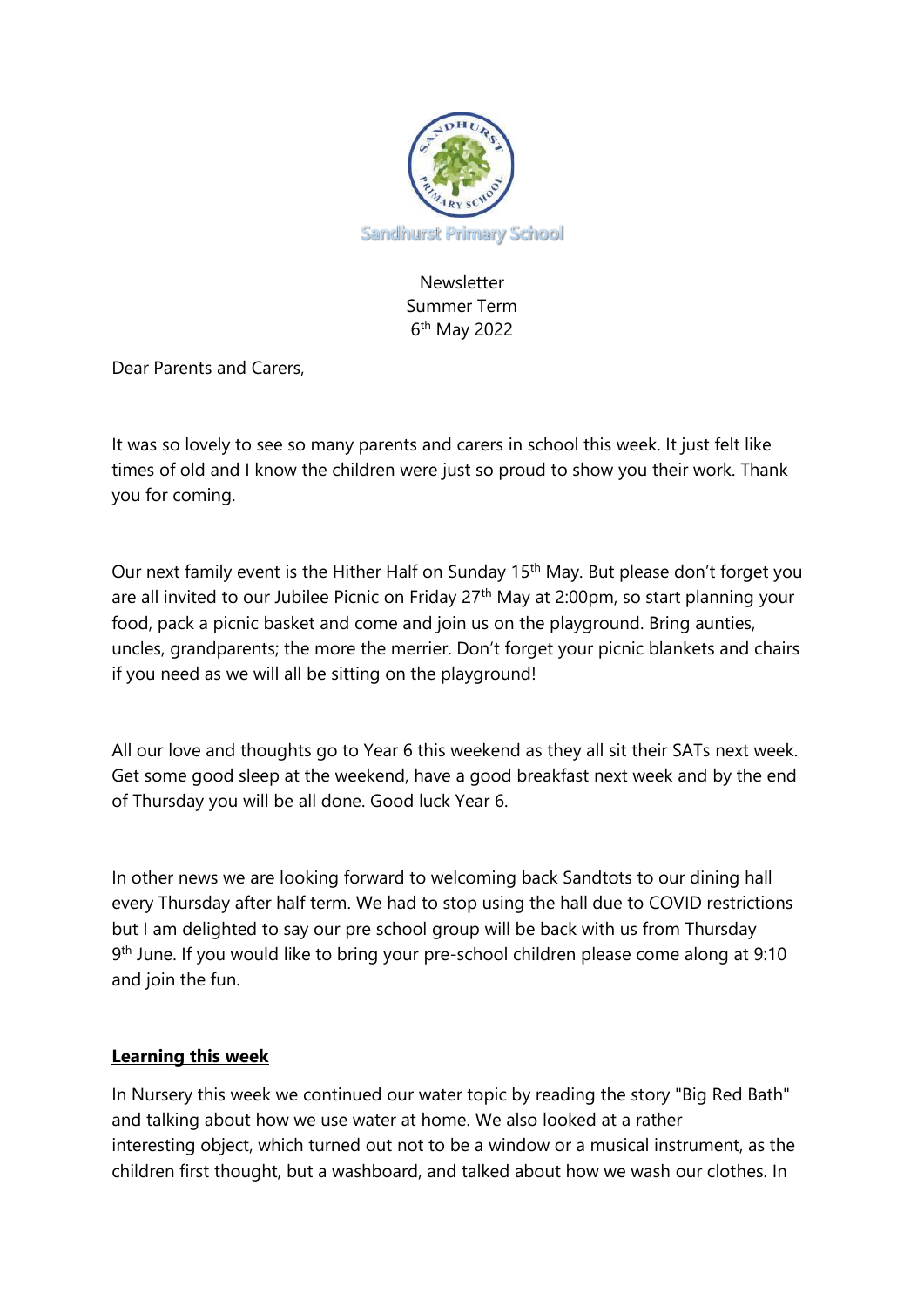Sandhurst Primary School

Newsletter
Summer Term
6th May 2022

Dear Parents and Carers,

It was so lovely to see so many parents and carers in school this week. It just felt like times of old and I know the children were just so proud to show you their work. Thank you for coming.

Our next family event is the Hither Half on Sunday 15th May. But please don't forget you are all invited to our Jubilee Picnic on Friday 27th May at 2:00pm, so start planning your food, pack a picnic basket and come and join us on the playground. Bring aunties, uncles, grandparents; the more the merrier. Don't forget your picnic blankets and chairs if you need as we will all be sitting on the playground!

All our love and thoughts go to Year 6 this weekend as they all sit their SATs next week. Get some good sleep at the weekend, have a good breakfast next week and by the end of Thursday you will be all done. Good luck Year 6.

In other news we are looking forward to welcoming back Sandtots to our dining hall every Thursday after half term. We had to stop using the hall due to COVID restrictions but I am delighted to say our pre school group will be back with us from Thursday 9th June. If you would like to bring your pre-school children please come along at 9:10 and join the fun.

**Learning this week**

In Nursery this week we continued our water topic by reading the story "Big Red Bath" and talking about how we use water at home. We also looked at a rather interesting object, which turned out not to be a window or a musical instrument, as the children first thought, but a washboard, and talked about how we wash our clothes. In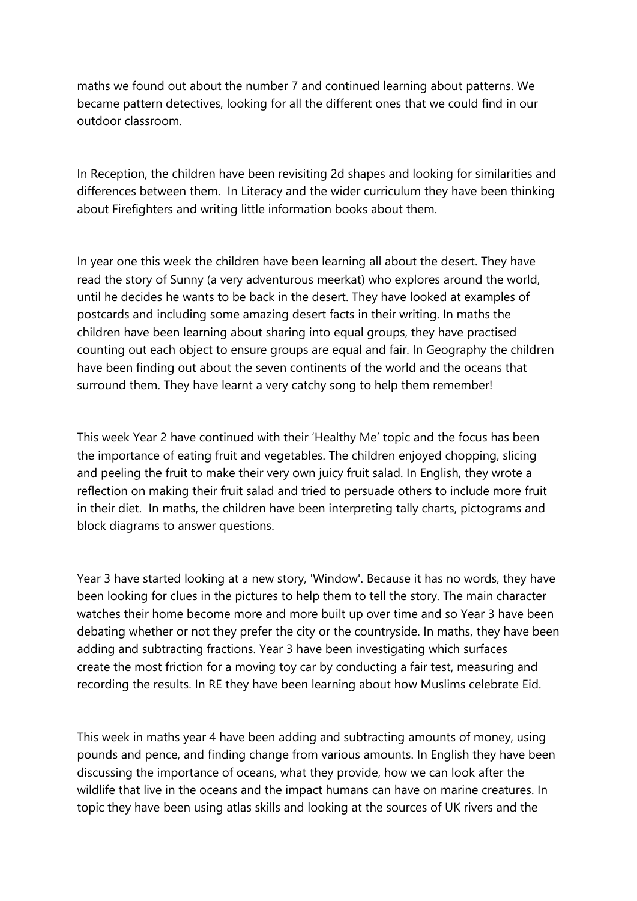maths we found out about the number 7 and continued learning about patterns. We became pattern detectives, looking for all the different ones that we could find in our outdoor classroom.

In Reception, the children have been revisiting 2d shapes and looking for similarities and differences between them. In Literacy and the wider curriculum they have been thinking about Firefighters and writing little information books about them.

In year one this week the children have been learning all about the desert. They have read the story of Sunny (a very adventurous meerkat) who explores around the world, until he decides he wants to be back in the desert. They have looked at examples of postcards and including some amazing desert facts in their writing. In maths the children have been learning about sharing into equal groups, they have practised counting out each object to ensure groups are equal and fair. In Geography the children have been finding out about the seven continents of the world and the oceans that surround them. They have learnt a very catchy song to help them remember!

This week Year 2 have continued with their 'Healthy Me' topic and the focus has been the importance of eating fruit and vegetables. The children enjoyed chopping, slicing and peeling the fruit to make their very own juicy fruit salad. In English, they wrote a reflection on making their fruit salad and tried to persuade others to include more fruit in their diet. In maths, the children have been interpreting tally charts, pictograms and block diagrams to answer questions.

Year 3 have started looking at a new story, 'Window'. Because it has no words, they have been looking for clues in the pictures to help them to tell the story. The main character watches their home become more and more built up over time and so Year 3 have been debating whether or not they prefer the city or the countryside. In maths, they have been adding and subtracting fractions. Year 3 have been investigating which surfaces create the most friction for a moving toy car by conducting a fair test, measuring and recording the results. In RE they have been learning about how Muslims celebrate Eid.

This week in maths year 4 have been adding and subtracting amounts of money, using pounds and pence, and finding change from various amounts. In English they have been discussing the importance of oceans, what they provide, how we can look after the wildlife that live in the oceans and the impact humans can have on marine creatures. In topic they have been using atlas skills and looking at the sources of UK rivers and the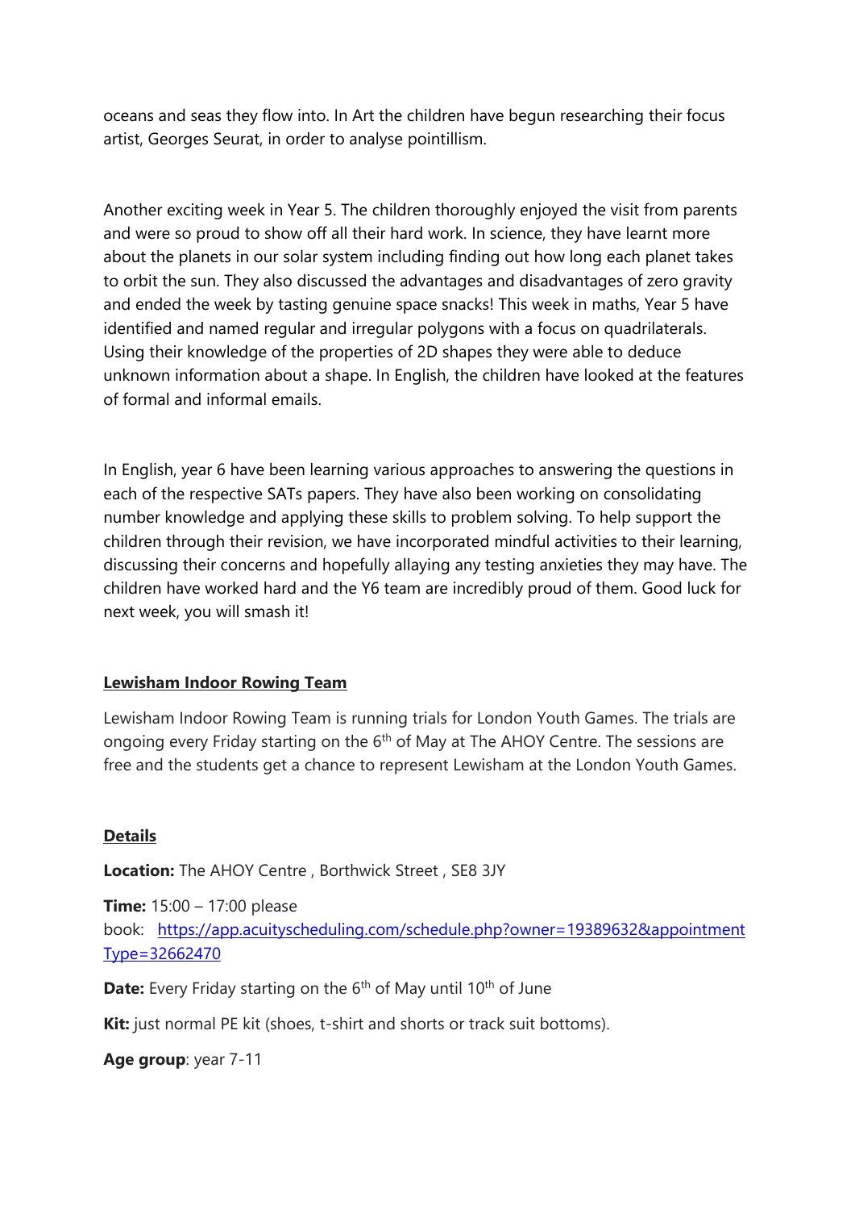oceans and seas they flow into. In Art the children have begun researching their focus artist, Georges Seurat, in order to analyse pointillism.

Another exciting week in Year 5. The children thoroughly enjoyed the visit from parents and were so proud to show off all their hard work. In science, they have learnt more about the planets in our solar system including finding out how long each planet takes to orbit the sun. They also discussed the advantages and disadvantages of zero gravity and ended the week by tasting genuine space snacks! This week in maths, Year 5 have identified and named regular and irregular polygons with a focus on quadrilaterals. Using their knowledge of the properties of 2D shapes they were able to deduce unknown information about a shape. In English, the children have looked at the features of formal and informal emails.

In English, year 6 have been learning various approaches to answering the questions in each of the respective SATs papers. They have also been working on consolidating number knowledge and applying these skills to problem solving. To help support the children through their revision, we have incorporated mindful activities to their learning, discussing their concerns and hopefully allaying any testing anxieties they may have. The children have worked hard and the Y6 team are incredibly proud of them. Good luck for next week, you will smash it!

## Lewisham Indoor Rowing Team

Lewisham Indoor Rowing Team is running trials for London Youth Games. The trials are ongoing every Friday starting on the 6th of May at The AHOY Centre. The sessions are free and the students get a chance to represent Lewisham at the London Youth Games.

### Details

**Location:** The AHOY Centre , Borthwick Street , SE8 3JY

**Time:** 15:00 – 17:00 please book: https://app.acuityscheduling.com/schedule.php?owner=19389632&appointmentType=32662470

**Date:** Every Friday starting on the 6th of May until 10th of June

**Kit:** just normal PE kit (shoes, t-shirt and shorts or track suit bottoms).

**Age group**: year 7-11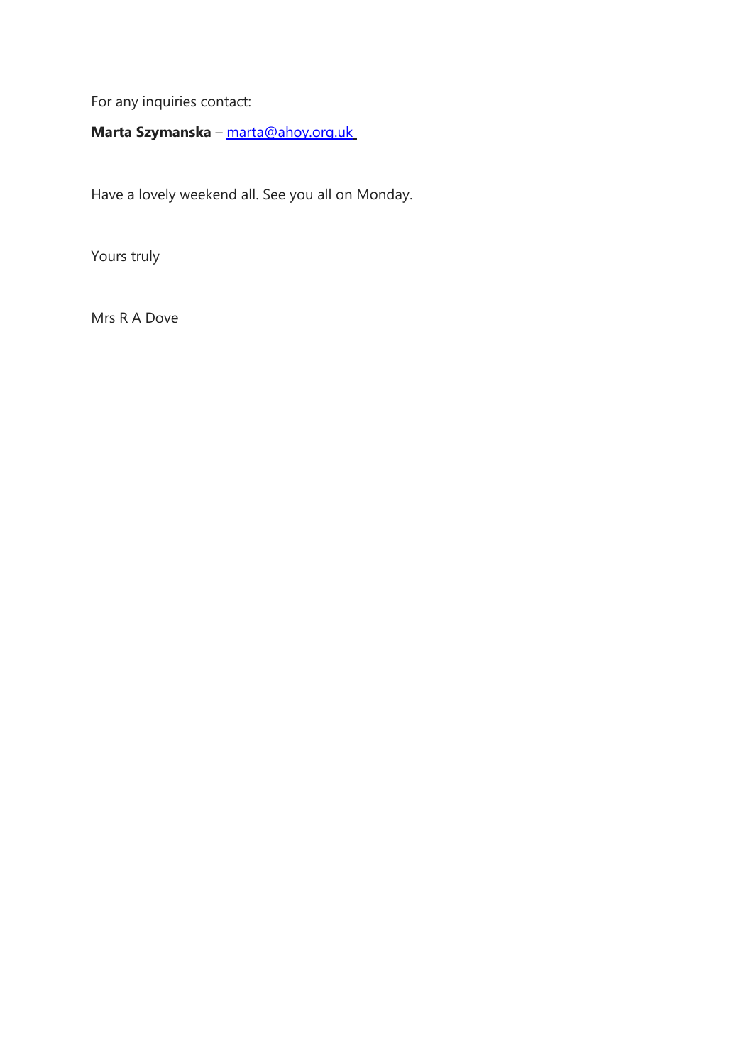For any inquiries contact:

**Marta Szymanska** – [marta@ahoy.org.uk](mailto:marta@ahoy.org.uk)

Have a lovely weekend all. See you all on Monday.

Yours truly

Mrs R A Dove